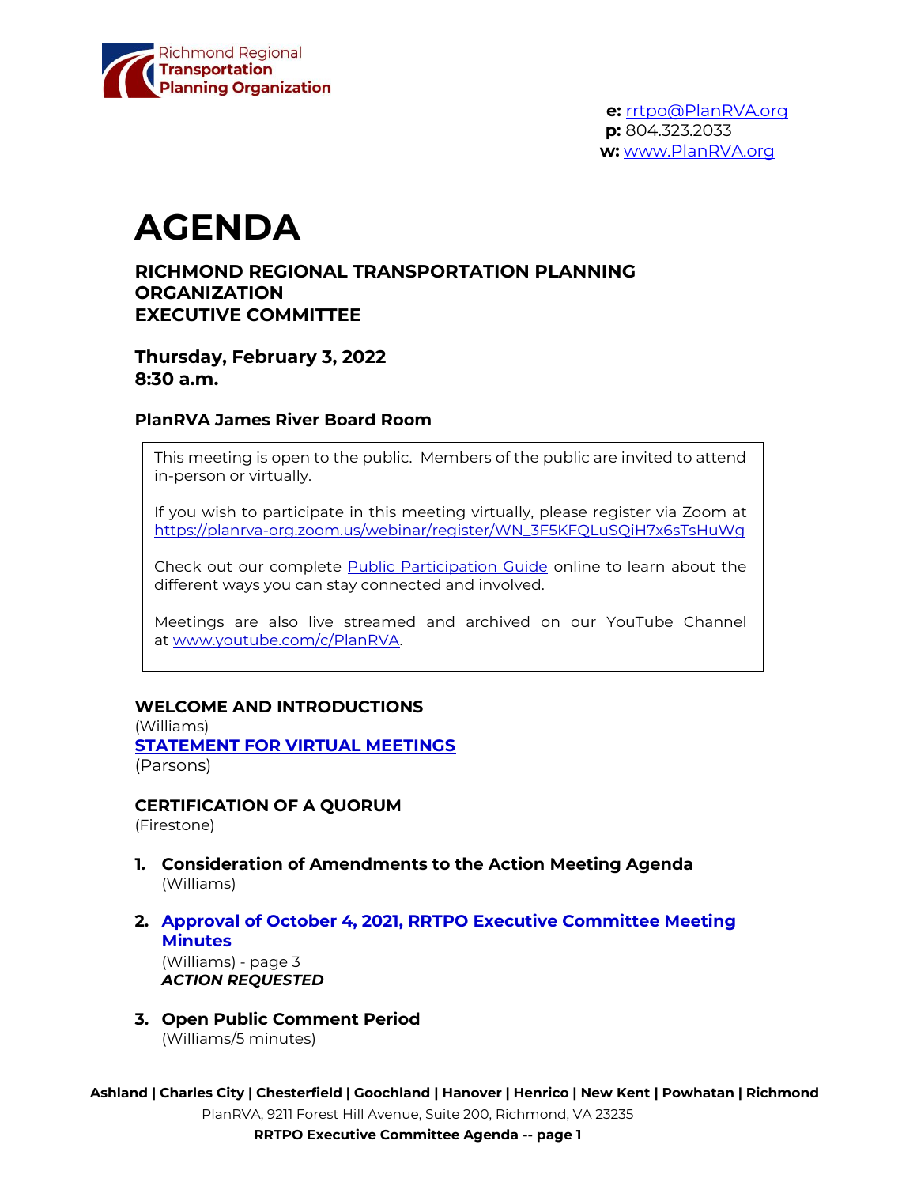Richmond Regional **Transportation Planning Organization**

**e:** rrtpo@PlanRVA.org
**p:** 804.323.2033
**w:** www.PlanRVA.org

# AGENDA

### RICHMOND REGIONAL TRANSPORTATION PLANNING ORGANIZATION EXECUTIVE COMMITTEE

**Thursday, February 3, 2022**
**8:30 a.m.**

**PlanRVA James River Board Room**

> This meeting is open to the public. Members of the public are invited to attend in-person or virtually.
>
> If you wish to participate in this meeting virtually, please register via Zoom at https://planrva-org.zoom.us/webinar/register/WN_3F5KFQLuSQiH7x6sTsHuWg
>
> Check out our complete Public Participation Guide online to learn about the different ways you can stay connected and involved.
>
> Meetings are also live streamed and archived on our YouTube Channel at www.youtube.com/c/PlanRVA.

**WELCOME AND INTRODUCTIONS**
(Williams)

**STATEMENT FOR VIRTUAL MEETINGS**
(Parsons)

**CERTIFICATION OF A QUORUM**
(Firestone)

1. **Consideration of Amendments to the Action Meeting Agenda**
   (Williams)

2. **Approval of October 4, 2021, RRTPO Executive Committee Meeting Minutes**
   (Williams) - page 3
   ***ACTION REQUESTED***

3. **Open Public Comment Period**
   (Williams/5 minutes)

**Ashland | Charles City | Chesterfield | Goochland | Hanover | Henrico | New Kent | Powhatan | Richmond**
PlanRVA, 9211 Forest Hill Avenue, Suite 200, Richmond, VA 23235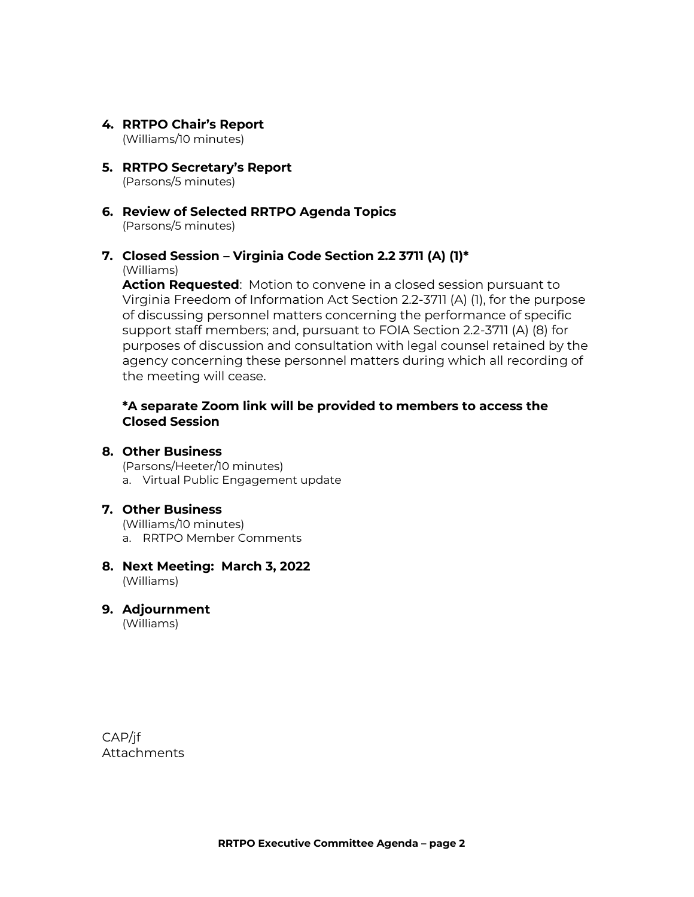4. **RRTPO Chair's Report**
   (Williams/10 minutes)

5. **RRTPO Secretary's Report**
   (Parsons/5 minutes)

6. **Review of Selected RRTPO Agenda Topics**
   (Parsons/5 minutes)

7. **Closed Session – Virginia Code Section 2.2 3711 (A) (1)***
   (Williams)
   **Action Requested**: Motion to convene in a closed session pursuant to Virginia Freedom of Information Act Section 2.2-3711 (A) (1), for the purpose of discussing personnel matters concerning the performance of specific support staff members; and, pursuant to FOIA Section 2.2-3711 (A) (8) for purposes of discussion and consultation with legal counsel retained by the agency concerning these personnel matters during which all recording of the meeting will cease.

   ***A separate Zoom link will be provided to members to access the Closed Session**

8. **Other Business**
   (Parsons/Heeter/10 minutes)
   a. Virtual Public Engagement update

7. **Other Business**
   (Williams/10 minutes)
   a. RRTPO Member Comments

8. **Next Meeting: March 3, 2022**
   (Williams)

9. **Adjournment**
   (Williams)

CAP/jf
Attachments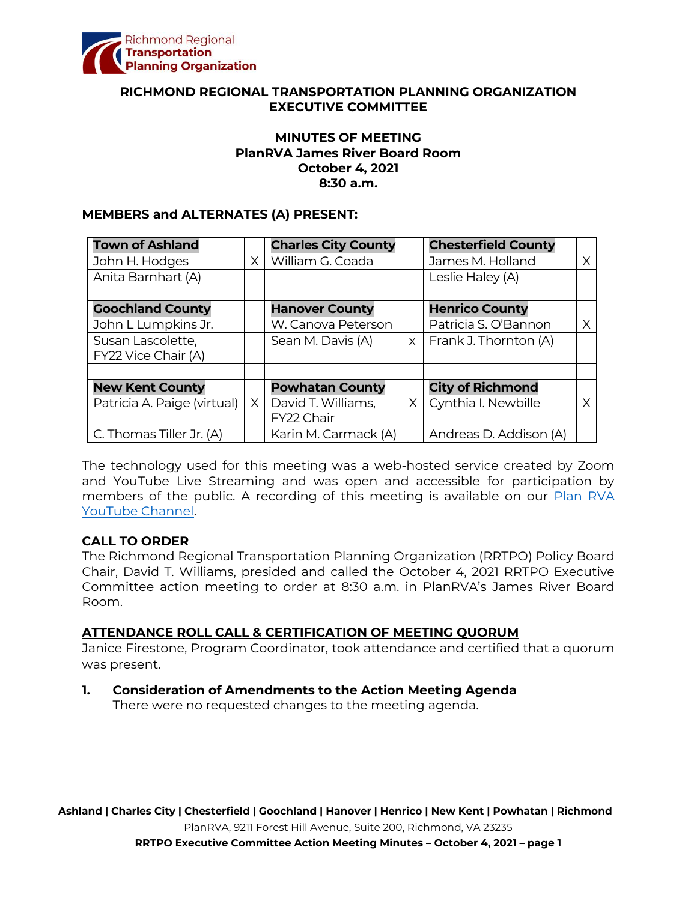# RICHMOND REGIONAL TRANSPORTATION PLANNING ORGANIZATION EXECUTIVE COMMITTEE

## MINUTES OF MEETING
## PlanRVA James River Board Room
## October 4, 2021
## 8:30 a.m.

### MEMBERS and ALTERNATES (A) PRESENT:

| **Town of Ashland** | | **Charles City County** | | **Chesterfield County** | |
|---|---|---|---|---|---|
| John H. Hodges | X | William G. Coada | | James M. Holland | X |
| Anita Barnhart (A) | | | | Leslie Haley (A) | |
| | | | | | |
| **Goochland County** | | **Hanover County** | | **Henrico County** | |
| John L Lumpkins Jr. | | W. Canova Peterson | | Patricia S. O'Bannon | X |
| Susan Lascolette, FY22 Vice Chair (A) | | Sean M. Davis (A) | x | Frank J. Thornton (A) | |
| | | | | | |
| **New Kent County** | | **Powhatan County** | | **City of Richmond** | |
| Patricia A. Paige (virtual) | X | David T. Williams, FY22 Chair | X | Cynthia I. Newbille | X |
| C. Thomas Tiller Jr. (A) | | Karin M. Carmack (A) | | Andreas D. Addison (A) | |

The technology used for this meeting was a web-hosted service created by Zoom and YouTube Live Streaming and was open and accessible for participation by members of the public. A recording of this meeting is available on our Plan RVA YouTube Channel.

**CALL TO ORDER**

The Richmond Regional Transportation Planning Organization (RRTPO) Policy Board Chair, David T. Williams, presided and called the October 4, 2021 RRTPO Executive Committee action meeting to order at 8:30 a.m. in PlanRVA's James River Board Room.

**ATTENDANCE ROLL CALL & CERTIFICATION OF MEETING QUORUM**

Janice Firestone, Program Coordinator, took attendance and certified that a quorum was present.

**1. Consideration of Amendments to the Action Meeting Agenda**

There were no requested changes to the meeting agenda.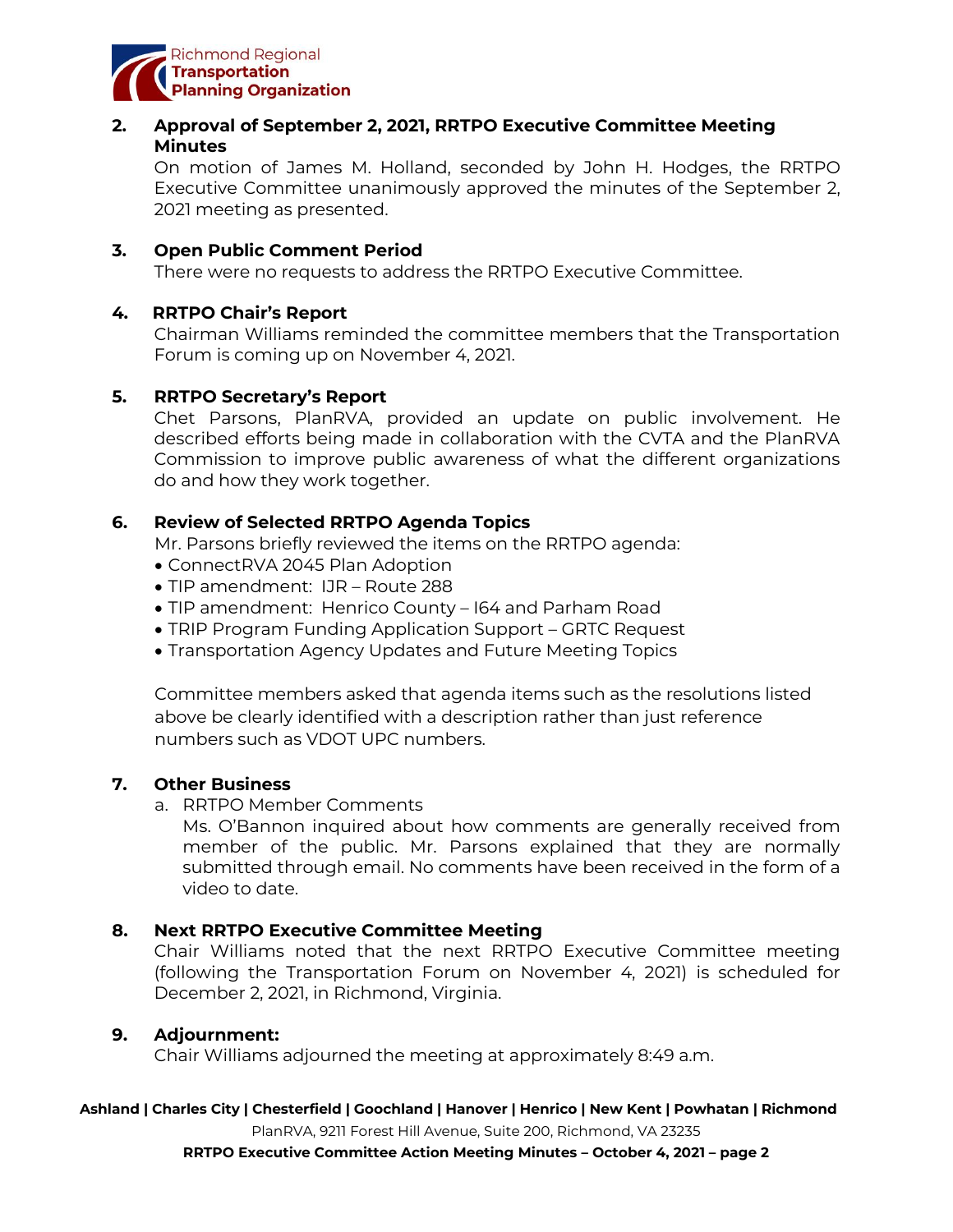2. **Approval of September 2, 2021, RRTPO Executive Committee Meeting Minutes**

   On motion of James M. Holland, seconded by John H. Hodges, the RRTPO Executive Committee unanimously approved the minutes of the September 2, 2021 meeting as presented.

3. **Open Public Comment Period**

   There were no requests to address the RRTPO Executive Committee.

4. **RRTPO Chair's Report**

   Chairman Williams reminded the committee members that the Transportation Forum is coming up on November 4, 2021.

5. **RRTPO Secretary's Report**

   Chet Parsons, PlanRVA, provided an update on public involvement. He described efforts being made in collaboration with the CVTA and the PlanRVA Commission to improve public awareness of what the different organizations do and how they work together.

6. **Review of Selected RRTPO Agenda Topics**

   Mr. Parsons briefly reviewed the items on the RRTPO agenda:
   - ConnectRVA 2045 Plan Adoption
   - TIP amendment: IJR – Route 288
   - TIP amendment: Henrico County – I64 and Parham Road
   - TRIP Program Funding Application Support – GRTC Request
   - Transportation Agency Updates and Future Meeting Topics

   Committee members asked that agenda items such as the resolutions listed above be clearly identified with a description rather than just reference numbers such as VDOT UPC numbers.

7. **Other Business**

   a. RRTPO Member Comments

      Ms. O'Bannon inquired about how comments are generally received from member of the public. Mr. Parsons explained that they are normally submitted through email. No comments have been received in the form of a video to date.

8. **Next RRTPO Executive Committee Meeting**

   Chair Williams noted that the next RRTPO Executive Committee meeting (following the Transportation Forum on November 4, 2021) is scheduled for December 2, 2021, in Richmond, Virginia.

9. **Adjournment:**

   Chair Williams adjourned the meeting at approximately 8:49 a.m.